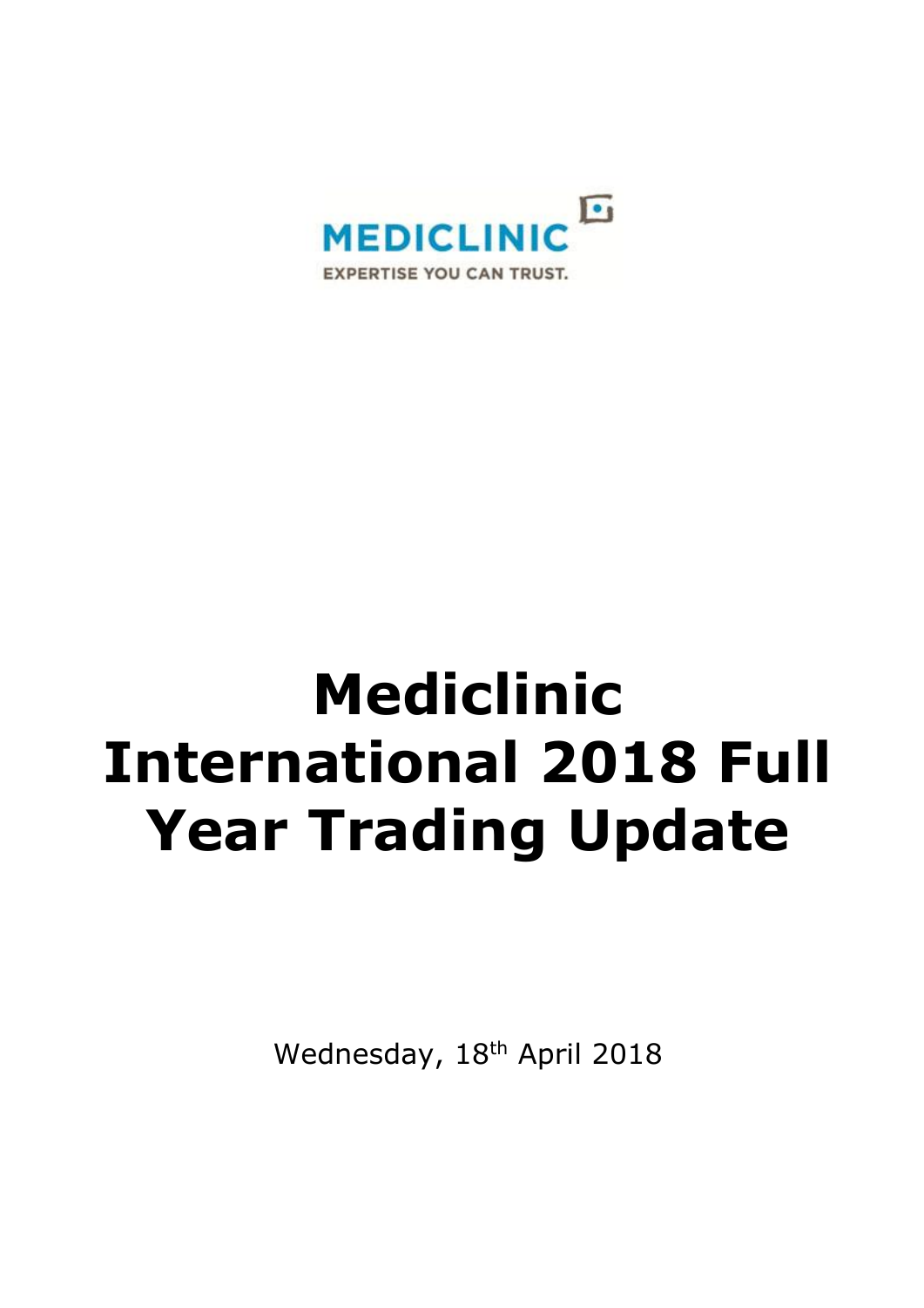MEDICLINIC

EXPERTISE YOU CAN TRUST.

# Mediclinic International 2018 Full Year Trading Update

Wednesday, 18th April 2018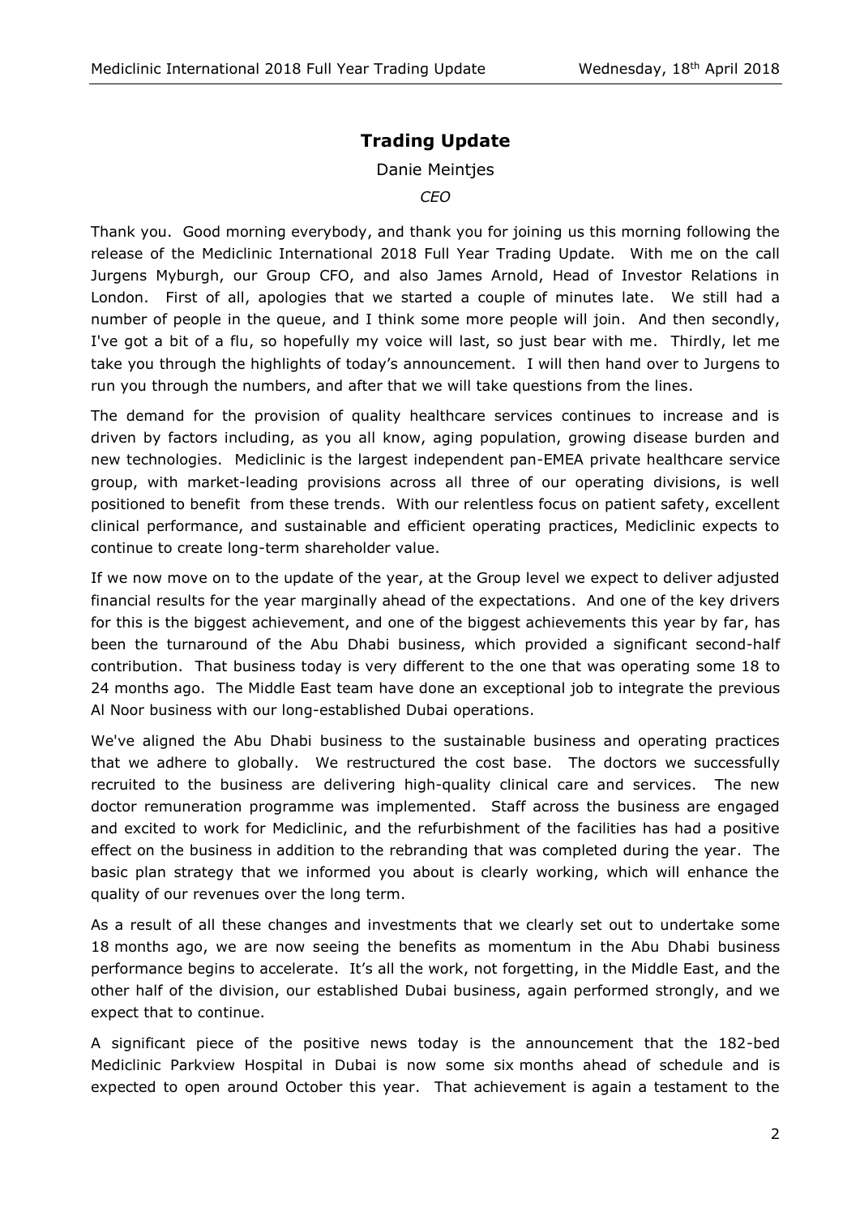# Trading Update

Danie Meintjes

*CEO*

Thank you. Good morning everybody, and thank you for joining us this morning following the release of the Mediclinic International 2018 Full Year Trading Update. With me on the call Jurgens Myburgh, our Group CFO, and also James Arnold, Head of Investor Relations in London. First of all, apologies that we started a couple of minutes late. We still had a number of people in the queue, and I think some more people will join. And then secondly, I've got a bit of a flu, so hopefully my voice will last, so just bear with me. Thirdly, let me take you through the highlights of today's announcement. I will then hand over to Jurgens to run you through the numbers, and after that we will take questions from the lines.

The demand for the provision of quality healthcare services continues to increase and is driven by factors including, as you all know, aging population, growing disease burden and new technologies. Mediclinic is the largest independent pan-EMEA private healthcare service group, with market-leading provisions across all three of our operating divisions, is well positioned to benefit from these trends. With our relentless focus on patient safety, excellent clinical performance, and sustainable and efficient operating practices, Mediclinic expects to continue to create long-term shareholder value.

If we now move on to the update of the year, at the Group level we expect to deliver adjusted financial results for the year marginally ahead of the expectations. And one of the key drivers for this is the biggest achievement, and one of the biggest achievements this year by far, has been the turnaround of the Abu Dhabi business, which provided a significant second-half contribution. That business today is very different to the one that was operating some 18 to 24 months ago. The Middle East team have done an exceptional job to integrate the previous Al Noor business with our long-established Dubai operations.

We've aligned the Abu Dhabi business to the sustainable business and operating practices that we adhere to globally. We restructured the cost base. The doctors we successfully recruited to the business are delivering high-quality clinical care and services. The new doctor remuneration programme was implemented. Staff across the business are engaged and excited to work for Mediclinic, and the refurbishment of the facilities has had a positive effect on the business in addition to the rebranding that was completed during the year. The basic plan strategy that we informed you about is clearly working, which will enhance the quality of our revenues over the long term.

As a result of all these changes and investments that we clearly set out to undertake some 18 months ago, we are now seeing the benefits as momentum in the Abu Dhabi business performance begins to accelerate. It's all the work, not forgetting, in the Middle East, and the other half of the division, our established Dubai business, again performed strongly, and we expect that to continue.

A significant piece of the positive news today is the announcement that the 182-bed Mediclinic Parkview Hospital in Dubai is now some six months ahead of schedule and is expected to open around October this year. That achievement is again a testament to the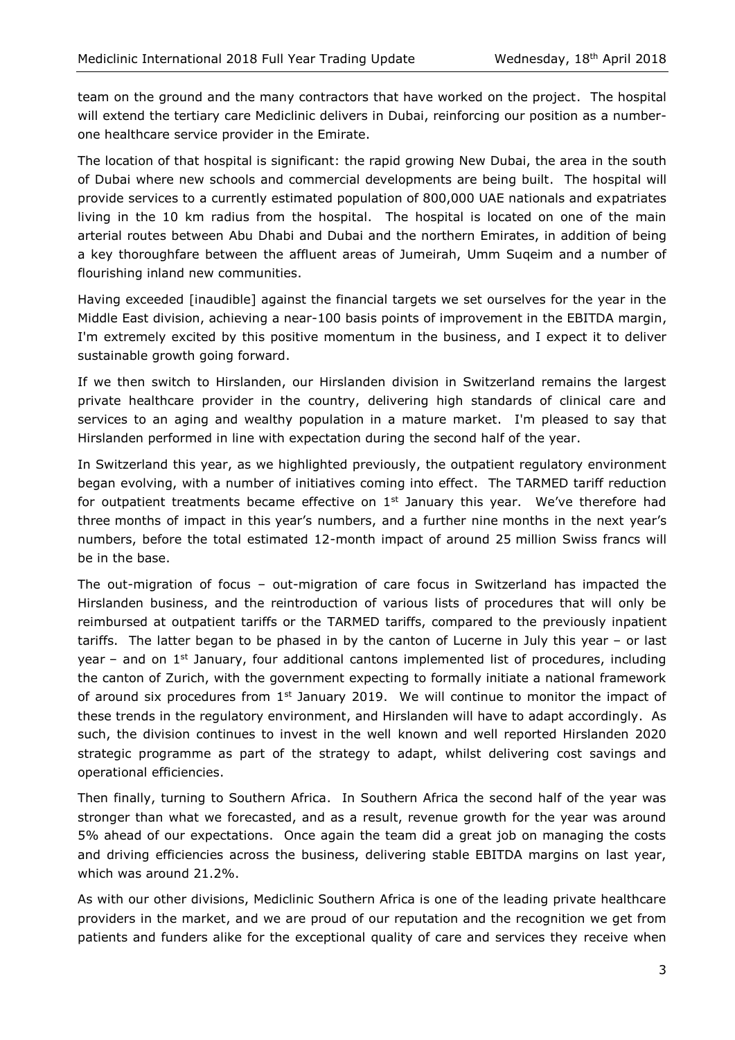team on the ground and the many contractors that have worked on the project. The hospital will extend the tertiary care Mediclinic delivers in Dubai, reinforcing our position as a number-one healthcare service provider in the Emirate.

The location of that hospital is significant: the rapid growing New Dubai, the area in the south of Dubai where new schools and commercial developments are being built. The hospital will provide services to a currently estimated population of 800,000 UAE nationals and expatriates living in the 10 km radius from the hospital. The hospital is located on one of the main arterial routes between Abu Dhabi and Dubai and the northern Emirates, in addition of being a key thoroughfare between the affluent areas of Jumeirah, Umm Suqeim and a number of flourishing inland new communities.

Having exceeded [inaudible] against the financial targets we set ourselves for the year in the Middle East division, achieving a near-100 basis points of improvement in the EBITDA margin, I'm extremely excited by this positive momentum in the business, and I expect it to deliver sustainable growth going forward.

If we then switch to Hirslanden, our Hirslanden division in Switzerland remains the largest private healthcare provider in the country, delivering high standards of clinical care and services to an aging and wealthy population in a mature market. I'm pleased to say that Hirslanden performed in line with expectation during the second half of the year.

In Switzerland this year, as we highlighted previously, the outpatient regulatory environment began evolving, with a number of initiatives coming into effect. The TARMED tariff reduction for outpatient treatments became effective on 1st January this year. We've therefore had three months of impact in this year's numbers, and a further nine months in the next year's numbers, before the total estimated 12-month impact of around 25 million Swiss francs will be in the base.

The out-migration of focus – out-migration of care focus in Switzerland has impacted the Hirslanden business, and the reintroduction of various lists of procedures that will only be reimbursed at outpatient tariffs or the TARMED tariffs, compared to the previously inpatient tariffs. The latter began to be phased in by the canton of Lucerne in July this year – or last year – and on 1st January, four additional cantons implemented list of procedures, including the canton of Zurich, with the government expecting to formally initiate a national framework of around six procedures from 1st January 2019. We will continue to monitor the impact of these trends in the regulatory environment, and Hirslanden will have to adapt accordingly. As such, the division continues to invest in the well known and well reported Hirslanden 2020 strategic programme as part of the strategy to adapt, whilst delivering cost savings and operational efficiencies.

Then finally, turning to Southern Africa. In Southern Africa the second half of the year was stronger than what we forecasted, and as a result, revenue growth for the year was around 5% ahead of our expectations. Once again the team did a great job on managing the costs and driving efficiencies across the business, delivering stable EBITDA margins on last year, which was around 21.2%.

As with our other divisions, Mediclinic Southern Africa is one of the leading private healthcare providers in the market, and we are proud of our reputation and the recognition we get from patients and funders alike for the exceptional quality of care and services they receive when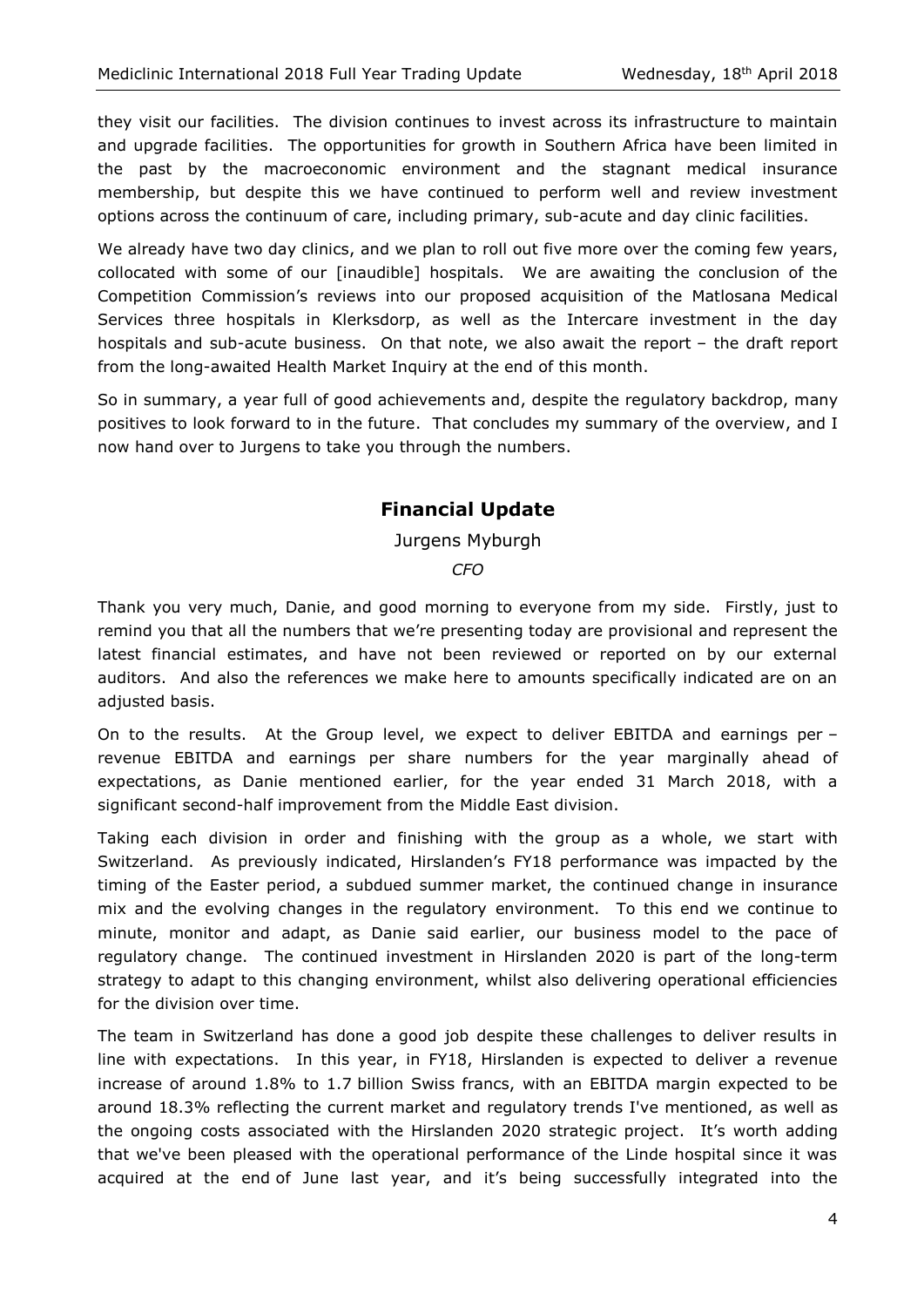they visit our facilities. The division continues to invest across its infrastructure to maintain and upgrade facilities. The opportunities for growth in Southern Africa have been limited in the past by the macroeconomic environment and the stagnant medical insurance membership, but despite this we have continued to perform well and review investment options across the continuum of care, including primary, sub-acute and day clinic facilities.

We already have two day clinics, and we plan to roll out five more over the coming few years, collocated with some of our [inaudible] hospitals. We are awaiting the conclusion of the Competition Commission's reviews into our proposed acquisition of the Matlosana Medical Services three hospitals in Klerksdorp, as well as the Intercare investment in the day hospitals and sub-acute business. On that note, we also await the report – the draft report from the long-awaited Health Market Inquiry at the end of this month.

So in summary, a year full of good achievements and, despite the regulatory backdrop, many positives to look forward to in the future. That concludes my summary of the overview, and I now hand over to Jurgens to take you through the numbers.

## Financial Update

Jurgens Myburgh

*CFO*

Thank you very much, Danie, and good morning to everyone from my side. Firstly, just to remind you that all the numbers that we're presenting today are provisional and represent the latest financial estimates, and have not been reviewed or reported on by our external auditors. And also the references we make here to amounts specifically indicated are on an adjusted basis.

On to the results. At the Group level, we expect to deliver EBITDA and earnings per – revenue EBITDA and earnings per share numbers for the year marginally ahead of expectations, as Danie mentioned earlier, for the year ended 31 March 2018, with a significant second-half improvement from the Middle East division.

Taking each division in order and finishing with the group as a whole, we start with Switzerland. As previously indicated, Hirslanden's FY18 performance was impacted by the timing of the Easter period, a subdued summer market, the continued change in insurance mix and the evolving changes in the regulatory environment. To this end we continue to minute, monitor and adapt, as Danie said earlier, our business model to the pace of regulatory change. The continued investment in Hirslanden 2020 is part of the long-term strategy to adapt to this changing environment, whilst also delivering operational efficiencies for the division over time.

The team in Switzerland has done a good job despite these challenges to deliver results in line with expectations. In this year, in FY18, Hirslanden is expected to deliver a revenue increase of around 1.8% to 1.7 billion Swiss francs, with an EBITDA margin expected to be around 18.3% reflecting the current market and regulatory trends I've mentioned, as well as the ongoing costs associated with the Hirslanden 2020 strategic project. It's worth adding that we've been pleased with the operational performance of the Linde hospital since it was acquired at the end of June last year, and it's being successfully integrated into the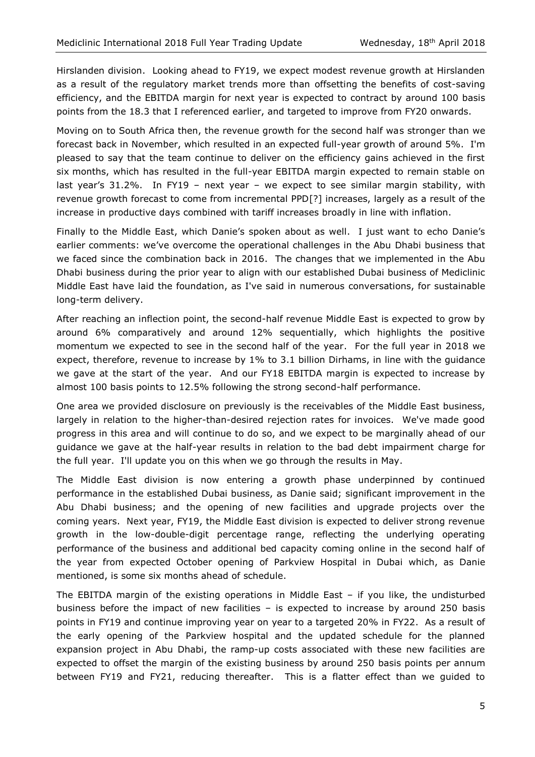Hirslanden division. Looking ahead to FY19, we expect modest revenue growth at Hirslanden as a result of the regulatory market trends more than offsetting the benefits of cost-saving efficiency, and the EBITDA margin for next year is expected to contract by around 100 basis points from the 18.3 that I referenced earlier, and targeted to improve from FY20 onwards.

Moving on to South Africa then, the revenue growth for the second half was stronger than we forecast back in November, which resulted in an expected full-year growth of around 5%. I'm pleased to say that the team continue to deliver on the efficiency gains achieved in the first six months, which has resulted in the full-year EBITDA margin expected to remain stable on last year's 31.2%. In FY19 – next year – we expect to see similar margin stability, with revenue growth forecast to come from incremental PPD[?] increases, largely as a result of the increase in productive days combined with tariff increases broadly in line with inflation.

Finally to the Middle East, which Danie's spoken about as well. I just want to echo Danie's earlier comments: we've overcome the operational challenges in the Abu Dhabi business that we faced since the combination back in 2016. The changes that we implemented in the Abu Dhabi business during the prior year to align with our established Dubai business of Mediclinic Middle East have laid the foundation, as I've said in numerous conversations, for sustainable long-term delivery.

After reaching an inflection point, the second-half revenue Middle East is expected to grow by around 6% comparatively and around 12% sequentially, which highlights the positive momentum we expected to see in the second half of the year. For the full year in 2018 we expect, therefore, revenue to increase by 1% to 3.1 billion Dirhams, in line with the guidance we gave at the start of the year. And our FY18 EBITDA margin is expected to increase by almost 100 basis points to 12.5% following the strong second-half performance.

One area we provided disclosure on previously is the receivables of the Middle East business, largely in relation to the higher-than-desired rejection rates for invoices. We've made good progress in this area and will continue to do so, and we expect to be marginally ahead of our guidance we gave at the half-year results in relation to the bad debt impairment charge for the full year. I'll update you on this when we go through the results in May.

The Middle East division is now entering a growth phase underpinned by continued performance in the established Dubai business, as Danie said; significant improvement in the Abu Dhabi business; and the opening of new facilities and upgrade projects over the coming years. Next year, FY19, the Middle East division is expected to deliver strong revenue growth in the low-double-digit percentage range, reflecting the underlying operating performance of the business and additional bed capacity coming online in the second half of the year from expected October opening of Parkview Hospital in Dubai which, as Danie mentioned, is some six months ahead of schedule.

The EBITDA margin of the existing operations in Middle East – if you like, the undisturbed business before the impact of new facilities – is expected to increase by around 250 basis points in FY19 and continue improving year on year to a targeted 20% in FY22. As a result of the early opening of the Parkview hospital and the updated schedule for the planned expansion project in Abu Dhabi, the ramp-up costs associated with these new facilities are expected to offset the margin of the existing business by around 250 basis points per annum between FY19 and FY21, reducing thereafter. This is a flatter effect than we guided to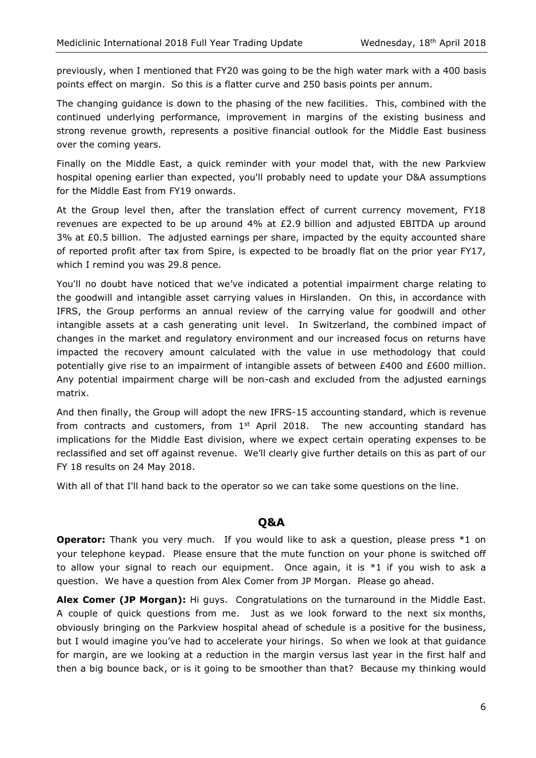previously, when I mentioned that FY20 was going to be the high water mark with a 400 basis points effect on margin. So this is a flatter curve and 250 basis points per annum.

The changing guidance is down to the phasing of the new facilities. This, combined with the continued underlying performance, improvement in margins of the existing business and strong revenue growth, represents a positive financial outlook for the Middle East business over the coming years.

Finally on the Middle East, a quick reminder with your model that, with the new Parkview hospital opening earlier than expected, you'll probably need to update your D&A assumptions for the Middle East from FY19 onwards.

At the Group level then, after the translation effect of current currency movement, FY18 revenues are expected to be up around 4% at £2.9 billion and adjusted EBITDA up around 3% at £0.5 billion. The adjusted earnings per share, impacted by the equity accounted share of reported profit after tax from Spire, is expected to be broadly flat on the prior year FY17, which I remind you was 29.8 pence.

You'll no doubt have noticed that we've indicated a potential impairment charge relating to the goodwill and intangible asset carrying values in Hirslanden. On this, in accordance with IFRS, the Group performs an annual review of the carrying value for goodwill and other intangible assets at a cash generating unit level. In Switzerland, the combined impact of changes in the market and regulatory environment and our increased focus on returns have impacted the recovery amount calculated with the value in use methodology that could potentially give rise to an impairment of intangible assets of between £400 and £600 million. Any potential impairment charge will be non-cash and excluded from the adjusted earnings matrix.

And then finally, the Group will adopt the new IFRS-15 accounting standard, which is revenue from contracts and customers, from 1st April 2018. The new accounting standard has implications for the Middle East division, where we expect certain operating expenses to be reclassified and set off against revenue. We'll clearly give further details on this as part of our FY 18 results on 24 May 2018.

With all of that I'll hand back to the operator so we can take some questions on the line.

## Q&A

**Operator:** Thank you very much. If you would like to ask a question, please press *1 on your telephone keypad. Please ensure that the mute function on your phone is switched off to allow your signal to reach our equipment. Once again, it is *1 if you wish to ask a question. We have a question from Alex Comer from JP Morgan. Please go ahead.

**Alex Comer (JP Morgan):** Hi guys. Congratulations on the turnaround in the Middle East. A couple of quick questions from me. Just as we look forward to the next six months, obviously bringing on the Parkview hospital ahead of schedule is a positive for the business, but I would imagine you've had to accelerate your hirings. So when we look at that guidance for margin, are we looking at a reduction in the margin versus last year in the first half and then a big bounce back, or is it going to be smoother than that? Because my thinking would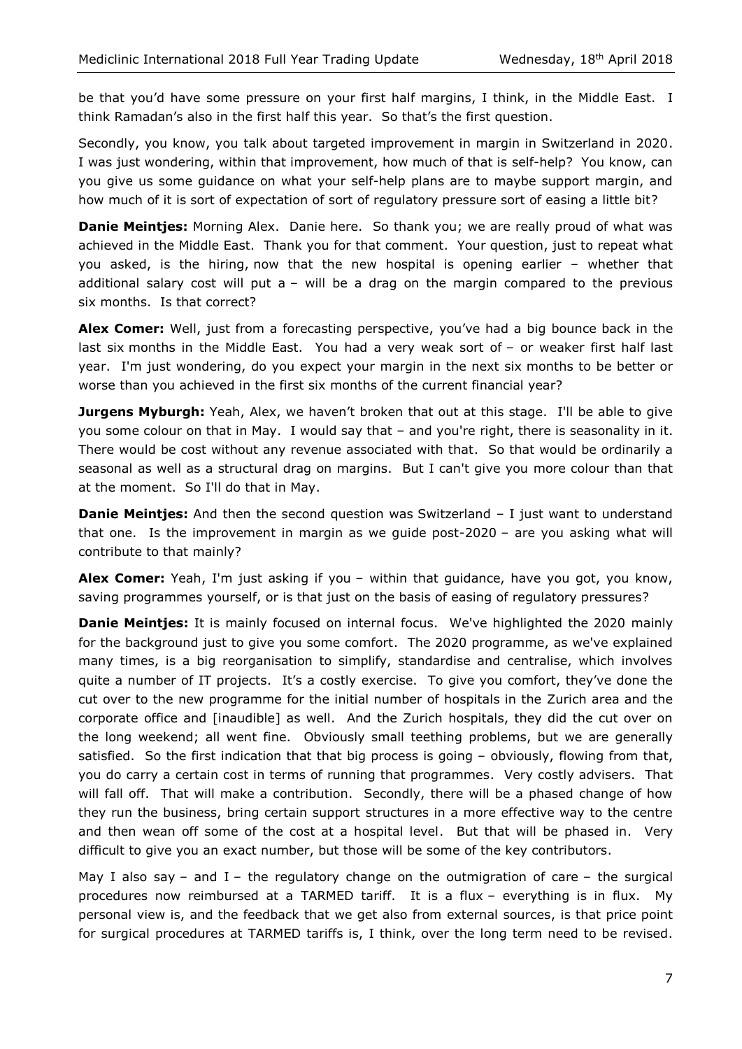be that you'd have some pressure on your first half margins, I think, in the Middle East. I think Ramadan's also in the first half this year. So that's the first question.

Secondly, you know, you talk about targeted improvement in margin in Switzerland in 2020. I was just wondering, within that improvement, how much of that is self-help? You know, can you give us some guidance on what your self-help plans are to maybe support margin, and how much of it is sort of expectation of sort of regulatory pressure sort of easing a little bit?

**Danie Meintjes:** Morning Alex. Danie here. So thank you; we are really proud of what was achieved in the Middle East. Thank you for that comment. Your question, just to repeat what you asked, is the hiring, now that the new hospital is opening earlier – whether that additional salary cost will put a – will be a drag on the margin compared to the previous six months. Is that correct?

**Alex Comer:** Well, just from a forecasting perspective, you've had a big bounce back in the last six months in the Middle East. You had a very weak sort of – or weaker first half last year. I'm just wondering, do you expect your margin in the next six months to be better or worse than you achieved in the first six months of the current financial year?

**Jurgens Myburgh:** Yeah, Alex, we haven't broken that out at this stage. I'll be able to give you some colour on that in May. I would say that – and you're right, there is seasonality in it. There would be cost without any revenue associated with that. So that would be ordinarily a seasonal as well as a structural drag on margins. But I can't give you more colour than that at the moment. So I'll do that in May.

**Danie Meintjes:** And then the second question was Switzerland – I just want to understand that one. Is the improvement in margin as we guide post-2020 – are you asking what will contribute to that mainly?

**Alex Comer:** Yeah, I'm just asking if you – within that guidance, have you got, you know, saving programmes yourself, or is that just on the basis of easing of regulatory pressures?

**Danie Meintjes:** It is mainly focused on internal focus. We've highlighted the 2020 mainly for the background just to give you some comfort. The 2020 programme, as we've explained many times, is a big reorganisation to simplify, standardise and centralise, which involves quite a number of IT projects. It's a costly exercise. To give you comfort, they've done the cut over to the new programme for the initial number of hospitals in the Zurich area and the corporate office and [inaudible] as well. And the Zurich hospitals, they did the cut over on the long weekend; all went fine. Obviously small teething problems, but we are generally satisfied. So the first indication that that big process is going – obviously, flowing from that, you do carry a certain cost in terms of running that programmes. Very costly advisers. That will fall off. That will make a contribution. Secondly, there will be a phased change of how they run the business, bring certain support structures in a more effective way to the centre and then wean off some of the cost at a hospital level. But that will be phased in. Very difficult to give you an exact number, but those will be some of the key contributors.

May I also say – and I – the regulatory change on the outmigration of care – the surgical procedures now reimbursed at a TARMED tariff. It is a flux – everything is in flux. My personal view is, and the feedback that we get also from external sources, is that price point for surgical procedures at TARMED tariffs is, I think, over the long term need to be revised.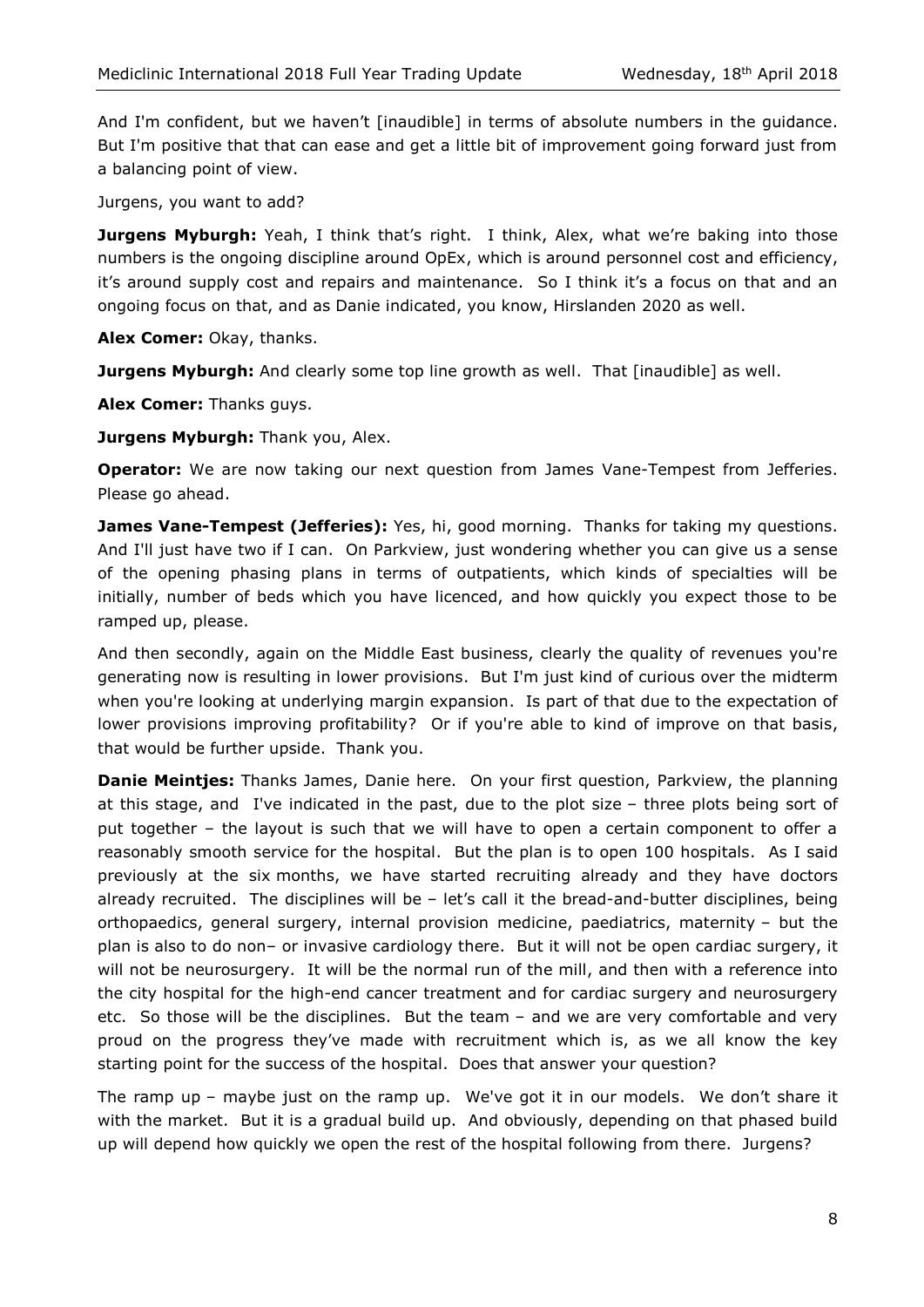And I'm confident, but we haven't [inaudible] in terms of absolute numbers in the guidance. But I'm positive that that can ease and get a little bit of improvement going forward just from a balancing point of view.

Jurgens, you want to add?

**Jurgens Myburgh:** Yeah, I think that's right. I think, Alex, what we're baking into those numbers is the ongoing discipline around OpEx, which is around personnel cost and efficiency, it's around supply cost and repairs and maintenance. So I think it's a focus on that and an ongoing focus on that, and as Danie indicated, you know, Hirslanden 2020 as well.

**Alex Comer:** Okay, thanks.

**Jurgens Myburgh:** And clearly some top line growth as well. That [inaudible] as well.

**Alex Comer:** Thanks guys.

**Jurgens Myburgh:** Thank you, Alex.

**Operator:** We are now taking our next question from James Vane-Tempest from Jefferies. Please go ahead.

**James Vane-Tempest (Jefferies):** Yes, hi, good morning. Thanks for taking my questions. And I'll just have two if I can. On Parkview, just wondering whether you can give us a sense of the opening phasing plans in terms of outpatients, which kinds of specialties will be initially, number of beds which you have licenced, and how quickly you expect those to be ramped up, please.

And then secondly, again on the Middle East business, clearly the quality of revenues you're generating now is resulting in lower provisions. But I'm just kind of curious over the midterm when you're looking at underlying margin expansion. Is part of that due to the expectation of lower provisions improving profitability? Or if you're able to kind of improve on that basis, that would be further upside. Thank you.

**Danie Meintjes:** Thanks James, Danie here. On your first question, Parkview, the planning at this stage, and I've indicated in the past, due to the plot size – three plots being sort of put together – the layout is such that we will have to open a certain component to offer a reasonably smooth service for the hospital. But the plan is to open 100 hospitals. As I said previously at the six months, we have started recruiting already and they have doctors already recruited. The disciplines will be – let's call it the bread-and-butter disciplines, being orthopaedics, general surgery, internal provision medicine, paediatrics, maternity – but the plan is also to do non– or invasive cardiology there. But it will not be open cardiac surgery, it will not be neurosurgery. It will be the normal run of the mill, and then with a reference into the city hospital for the high-end cancer treatment and for cardiac surgery and neurosurgery etc. So those will be the disciplines. But the team – and we are very comfortable and very proud on the progress they've made with recruitment which is, as we all know the key starting point for the success of the hospital. Does that answer your question?

The ramp up – maybe just on the ramp up. We've got it in our models. We don't share it with the market. But it is a gradual build up. And obviously, depending on that phased build up will depend how quickly we open the rest of the hospital following from there. Jurgens?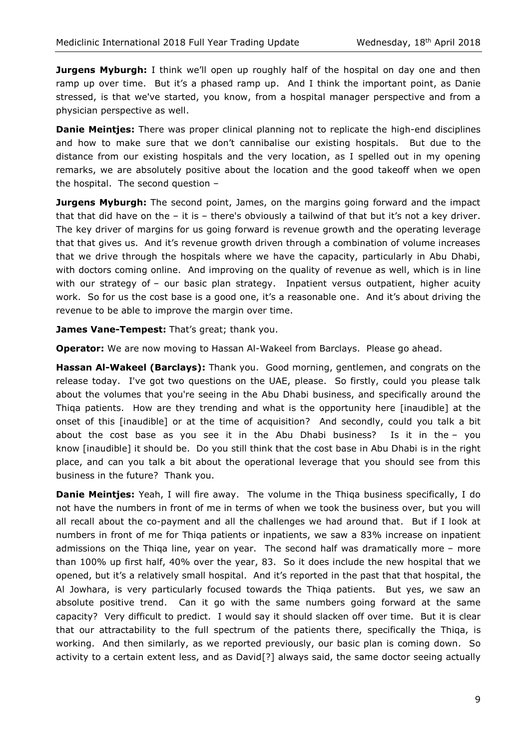**Jurgens Myburgh:** I think we'll open up roughly half of the hospital on day one and then ramp up over time. But it's a phased ramp up. And I think the important point, as Danie stressed, is that we've started, you know, from a hospital manager perspective and from a physician perspective as well.

**Danie Meintjes:** There was proper clinical planning not to replicate the high-end disciplines and how to make sure that we don't cannibalise our existing hospitals. But due to the distance from our existing hospitals and the very location, as I spelled out in my opening remarks, we are absolutely positive about the location and the good takeoff when we open the hospital. The second question –

**Jurgens Myburgh:** The second point, James, on the margins going forward and the impact that that did have on the – it is – there's obviously a tailwind of that but it's not a key driver. The key driver of margins for us going forward is revenue growth and the operating leverage that that gives us. And it's revenue growth driven through a combination of volume increases that we drive through the hospitals where we have the capacity, particularly in Abu Dhabi, with doctors coming online. And improving on the quality of revenue as well, which is in line with our strategy of – our basic plan strategy. Inpatient versus outpatient, higher acuity work. So for us the cost base is a good one, it's a reasonable one. And it's about driving the revenue to be able to improve the margin over time.

**James Vane-Tempest:** That's great; thank you.

**Operator:** We are now moving to Hassan Al-Wakeel from Barclays. Please go ahead.

**Hassan Al-Wakeel (Barclays):** Thank you. Good morning, gentlemen, and congrats on the release today. I've got two questions on the UAE, please. So firstly, could you please talk about the volumes that you're seeing in the Abu Dhabi business, and specifically around the Thiqa patients. How are they trending and what is the opportunity here [inaudible] at the onset of this [inaudible] or at the time of acquisition? And secondly, could you talk a bit about the cost base as you see it in the Abu Dhabi business? Is it in the – you know [inaudible] it should be. Do you still think that the cost base in Abu Dhabi is in the right place, and can you talk a bit about the operational leverage that you should see from this business in the future? Thank you.

**Danie Meintjes:** Yeah, I will fire away. The volume in the Thiqa business specifically, I do not have the numbers in front of me in terms of when we took the business over, but you will all recall about the co-payment and all the challenges we had around that. But if I look at numbers in front of me for Thiqa patients or inpatients, we saw a 83% increase on inpatient admissions on the Thiqa line, year on year. The second half was dramatically more – more than 100% up first half, 40% over the year, 83. So it does include the new hospital that we opened, but it's a relatively small hospital. And it's reported in the past that that hospital, the Al Jowhara, is very particularly focused towards the Thiqa patients. But yes, we saw an absolute positive trend. Can it go with the same numbers going forward at the same capacity? Very difficult to predict. I would say it should slacken off over time. But it is clear that our attractability to the full spectrum of the patients there, specifically the Thiqa, is working. And then similarly, as we reported previously, our basic plan is coming down. So activity to a certain extent less, and as David[?] always said, the same doctor seeing actually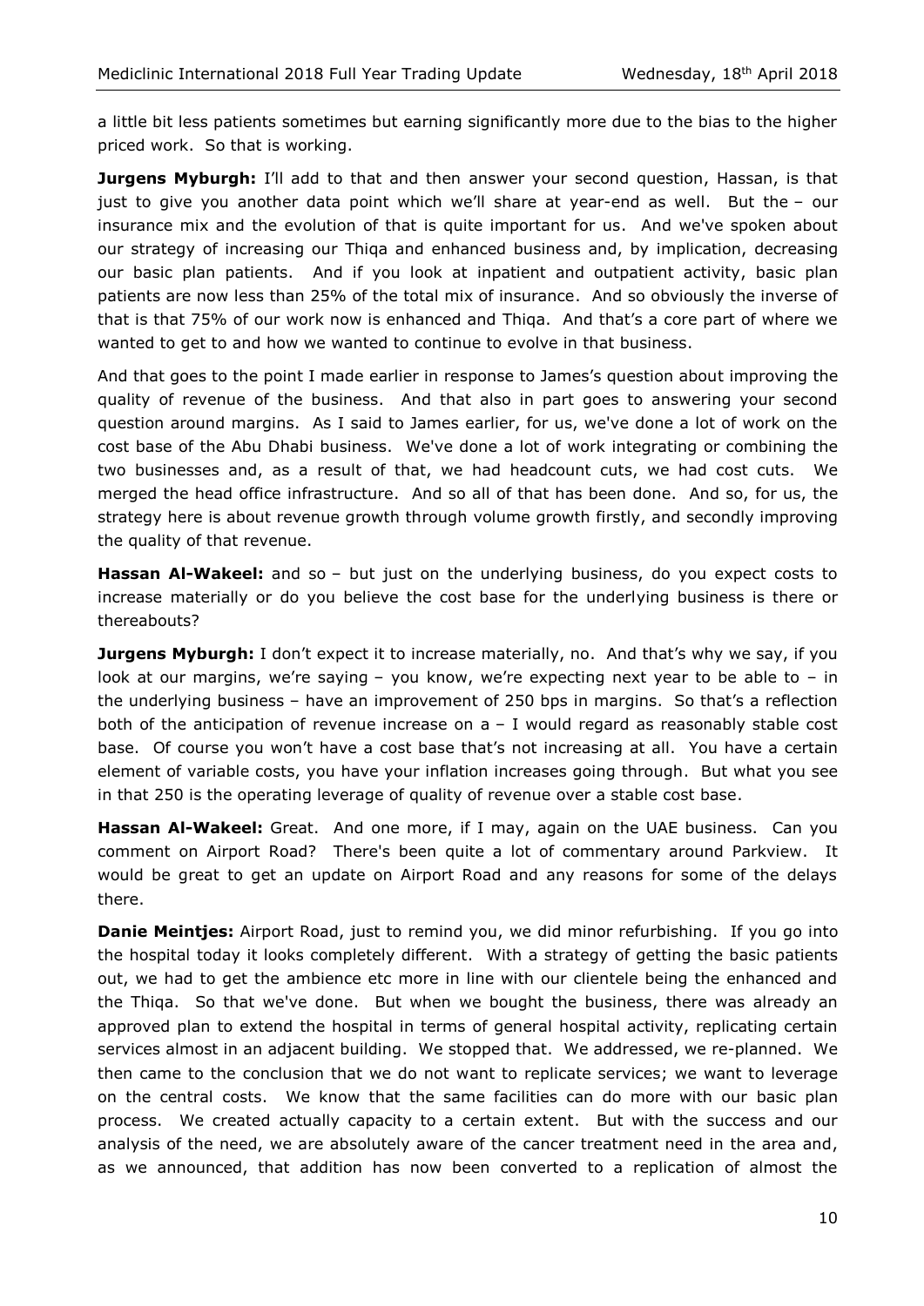a little bit less patients sometimes but earning significantly more due to the bias to the higher priced work. So that is working.

**Jurgens Myburgh:** I'll add to that and then answer your second question, Hassan, is that just to give you another data point which we'll share at year-end as well. But the – our insurance mix and the evolution of that is quite important for us. And we've spoken about our strategy of increasing our Thiqa and enhanced business and, by implication, decreasing our basic plan patients. And if you look at inpatient and outpatient activity, basic plan patients are now less than 25% of the total mix of insurance. And so obviously the inverse of that is that 75% of our work now is enhanced and Thiqa. And that's a core part of where we wanted to get to and how we wanted to continue to evolve in that business.

And that goes to the point I made earlier in response to James's question about improving the quality of revenue of the business. And that also in part goes to answering your second question around margins. As I said to James earlier, for us, we've done a lot of work on the cost base of the Abu Dhabi business. We've done a lot of work integrating or combining the two businesses and, as a result of that, we had headcount cuts, we had cost cuts. We merged the head office infrastructure. And so all of that has been done. And so, for us, the strategy here is about revenue growth through volume growth firstly, and secondly improving the quality of that revenue.

**Hassan Al-Wakeel:** and so – but just on the underlying business, do you expect costs to increase materially or do you believe the cost base for the underlying business is there or thereabouts?

**Jurgens Myburgh:** I don't expect it to increase materially, no. And that's why we say, if you look at our margins, we're saying – you know, we're expecting next year to be able to – in the underlying business – have an improvement of 250 bps in margins. So that's a reflection both of the anticipation of revenue increase on a – I would regard as reasonably stable cost base. Of course you won't have a cost base that's not increasing at all. You have a certain element of variable costs, you have your inflation increases going through. But what you see in that 250 is the operating leverage of quality of revenue over a stable cost base.

**Hassan Al-Wakeel:** Great. And one more, if I may, again on the UAE business. Can you comment on Airport Road? There's been quite a lot of commentary around Parkview. It would be great to get an update on Airport Road and any reasons for some of the delays there.

**Danie Meintjes:** Airport Road, just to remind you, we did minor refurbishing. If you go into the hospital today it looks completely different. With a strategy of getting the basic patients out, we had to get the ambience etc more in line with our clientele being the enhanced and the Thiqa. So that we've done. But when we bought the business, there was already an approved plan to extend the hospital in terms of general hospital activity, replicating certain services almost in an adjacent building. We stopped that. We addressed, we re-planned. We then came to the conclusion that we do not want to replicate services; we want to leverage on the central costs. We know that the same facilities can do more with our basic plan process. We created actually capacity to a certain extent. But with the success and our analysis of the need, we are absolutely aware of the cancer treatment need in the area and, as we announced, that addition has now been converted to a replication of almost the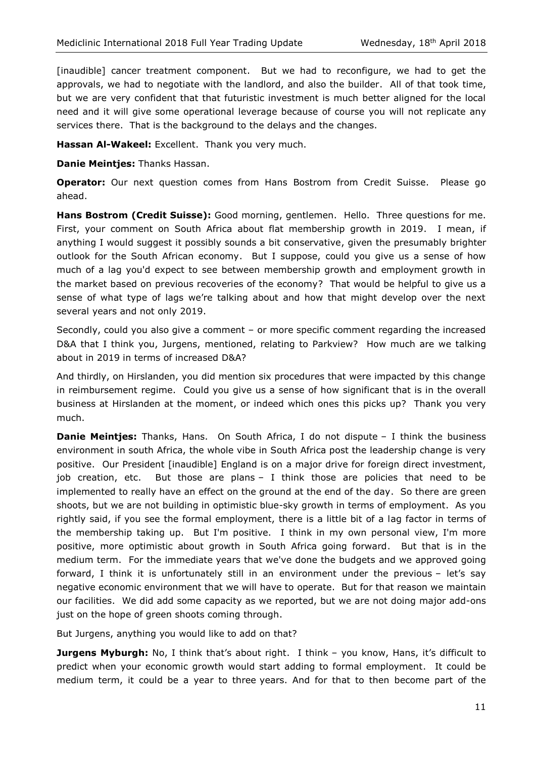[inaudible] cancer treatment component. But we had to reconfigure, we had to get the approvals, we had to negotiate with the landlord, and also the builder. All of that took time, but we are very confident that that futuristic investment is much better aligned for the local need and it will give some operational leverage because of course you will not replicate any services there. That is the background to the delays and the changes.

**Hassan Al-Wakeel:** Excellent. Thank you very much.

**Danie Meintjes:** Thanks Hassan.

**Operator:** Our next question comes from Hans Bostrom from Credit Suisse. Please go ahead.

**Hans Bostrom (Credit Suisse):** Good morning, gentlemen. Hello. Three questions for me. First, your comment on South Africa about flat membership growth in 2019. I mean, if anything I would suggest it possibly sounds a bit conservative, given the presumably brighter outlook for the South African economy. But I suppose, could you give us a sense of how much of a lag you'd expect to see between membership growth and employment growth in the market based on previous recoveries of the economy? That would be helpful to give us a sense of what type of lags we're talking about and how that might develop over the next several years and not only 2019.

Secondly, could you also give a comment – or more specific comment regarding the increased D&A that I think you, Jurgens, mentioned, relating to Parkview? How much are we talking about in 2019 in terms of increased D&A?

And thirdly, on Hirslanden, you did mention six procedures that were impacted by this change in reimbursement regime. Could you give us a sense of how significant that is in the overall business at Hirslanden at the moment, or indeed which ones this picks up? Thank you very much.

**Danie Meintjes:** Thanks, Hans. On South Africa, I do not dispute – I think the business environment in south Africa, the whole vibe in South Africa post the leadership change is very positive. Our President [inaudible] England is on a major drive for foreign direct investment, job creation, etc. But those are plans – I think those are policies that need to be implemented to really have an effect on the ground at the end of the day. So there are green shoots, but we are not building in optimistic blue-sky growth in terms of employment. As you rightly said, if you see the formal employment, there is a little bit of a lag factor in terms of the membership taking up. But I'm positive. I think in my own personal view, I'm more positive, more optimistic about growth in South Africa going forward. But that is in the medium term. For the immediate years that we've done the budgets and we approved going forward, I think it is unfortunately still in an environment under the previous – let's say negative economic environment that we will have to operate. But for that reason we maintain our facilities. We did add some capacity as we reported, but we are not doing major add-ons just on the hope of green shoots coming through.

But Jurgens, anything you would like to add on that?

**Jurgens Myburgh:** No, I think that's about right. I think – you know, Hans, it's difficult to predict when your economic growth would start adding to formal employment. It could be medium term, it could be a year to three years. And for that to then become part of the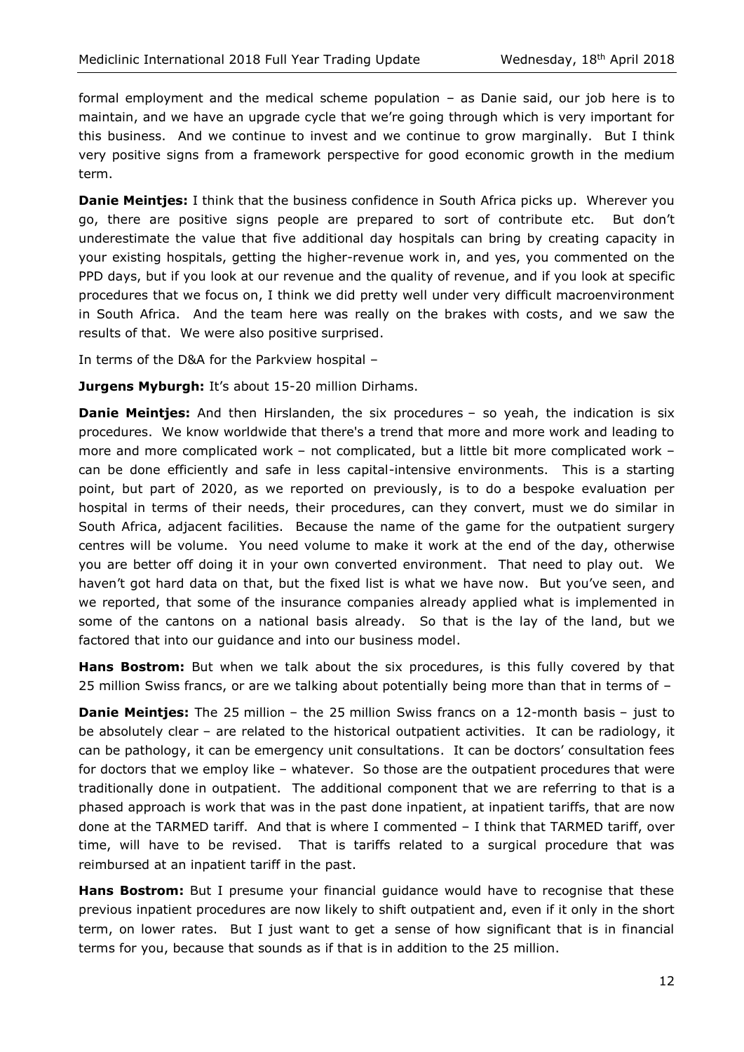formal employment and the medical scheme population – as Danie said, our job here is to maintain, and we have an upgrade cycle that we're going through which is very important for this business. And we continue to invest and we continue to grow marginally. But I think very positive signs from a framework perspective for good economic growth in the medium term.

**Danie Meintjes:** I think that the business confidence in South Africa picks up. Wherever you go, there are positive signs people are prepared to sort of contribute etc. But don't underestimate the value that five additional day hospitals can bring by creating capacity in your existing hospitals, getting the higher-revenue work in, and yes, you commented on the PPD days, but if you look at our revenue and the quality of revenue, and if you look at specific procedures that we focus on, I think we did pretty well under very difficult macroenvironment in South Africa. And the team here was really on the brakes with costs, and we saw the results of that. We were also positive surprised.

In terms of the D&A for the Parkview hospital –

**Jurgens Myburgh:** It's about 15-20 million Dirhams.

**Danie Meintjes:** And then Hirslanden, the six procedures – so yeah, the indication is six procedures. We know worldwide that there's a trend that more and more work and leading to more and more complicated work – not complicated, but a little bit more complicated work – can be done efficiently and safe in less capital-intensive environments. This is a starting point, but part of 2020, as we reported on previously, is to do a bespoke evaluation per hospital in terms of their needs, their procedures, can they convert, must we do similar in South Africa, adjacent facilities. Because the name of the game for the outpatient surgery centres will be volume. You need volume to make it work at the end of the day, otherwise you are better off doing it in your own converted environment. That need to play out. We haven't got hard data on that, but the fixed list is what we have now. But you've seen, and we reported, that some of the insurance companies already applied what is implemented in some of the cantons on a national basis already. So that is the lay of the land, but we factored that into our guidance and into our business model.

**Hans Bostrom:** But when we talk about the six procedures, is this fully covered by that 25 million Swiss francs, or are we talking about potentially being more than that in terms of –

**Danie Meintjes:** The 25 million – the 25 million Swiss francs on a 12-month basis – just to be absolutely clear – are related to the historical outpatient activities. It can be radiology, it can be pathology, it can be emergency unit consultations. It can be doctors' consultation fees for doctors that we employ like – whatever. So those are the outpatient procedures that were traditionally done in outpatient. The additional component that we are referring to that is a phased approach is work that was in the past done inpatient, at inpatient tariffs, that are now done at the TARMED tariff. And that is where I commented – I think that TARMED tariff, over time, will have to be revised. That is tariffs related to a surgical procedure that was reimbursed at an inpatient tariff in the past.

**Hans Bostrom:** But I presume your financial guidance would have to recognise that these previous inpatient procedures are now likely to shift outpatient and, even if it only in the short term, on lower rates. But I just want to get a sense of how significant that is in financial terms for you, because that sounds as if that is in addition to the 25 million.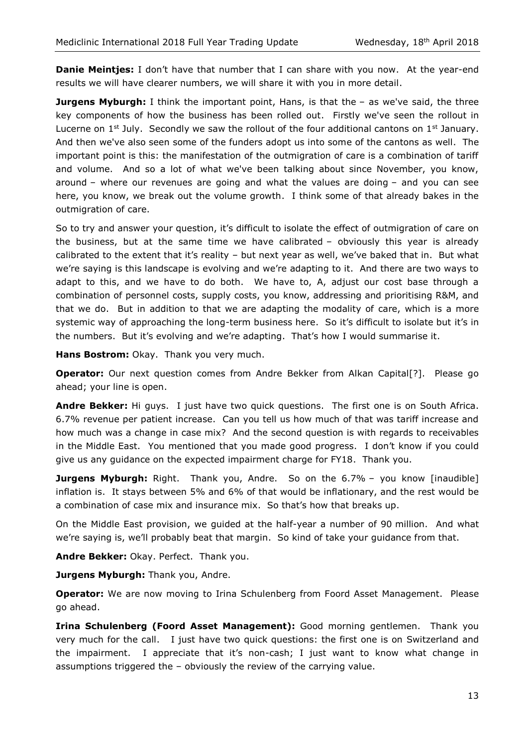**Danie Meintjes:** I don't have that number that I can share with you now. At the year-end results we will have clearer numbers, we will share it with you in more detail.

**Jurgens Myburgh:** I think the important point, Hans, is that the – as we've said, the three key components of how the business has been rolled out. Firstly we've seen the rollout in Lucerne on 1st July. Secondly we saw the rollout of the four additional cantons on 1st January. And then we've also seen some of the funders adopt us into some of the cantons as well. The important point is this: the manifestation of the outmigration of care is a combination of tariff and volume. And so a lot of what we've been talking about since November, you know, around – where our revenues are going and what the values are doing – and you can see here, you know, we break out the volume growth. I think some of that already bakes in the outmigration of care.

So to try and answer your question, it's difficult to isolate the effect of outmigration of care on the business, but at the same time we have calibrated – obviously this year is already calibrated to the extent that it's reality – but next year as well, we've baked that in. But what we're saying is this landscape is evolving and we're adapting to it. And there are two ways to adapt to this, and we have to do both. We have to, A, adjust our cost base through a combination of personnel costs, supply costs, you know, addressing and prioritising R&M, and that we do. But in addition to that we are adapting the modality of care, which is a more systemic way of approaching the long-term business here. So it's difficult to isolate but it's in the numbers. But it's evolving and we're adapting. That's how I would summarise it.

**Hans Bostrom:** Okay. Thank you very much.

**Operator:** Our next question comes from Andre Bekker from Alkan Capital[?]. Please go ahead; your line is open.

**Andre Bekker:** Hi guys. I just have two quick questions. The first one is on South Africa. 6.7% revenue per patient increase. Can you tell us how much of that was tariff increase and how much was a change in case mix? And the second question is with regards to receivables in the Middle East. You mentioned that you made good progress. I don't know if you could give us any guidance on the expected impairment charge for FY18. Thank you.

**Jurgens Myburgh:** Right. Thank you, Andre. So on the 6.7% – you know [inaudible] inflation is. It stays between 5% and 6% of that would be inflationary, and the rest would be a combination of case mix and insurance mix. So that's how that breaks up.

On the Middle East provision, we guided at the half-year a number of 90 million. And what we're saying is, we'll probably beat that margin. So kind of take your guidance from that.

**Andre Bekker:** Okay. Perfect. Thank you.

**Jurgens Myburgh:** Thank you, Andre.

**Operator:** We are now moving to Irina Schulenberg from Foord Asset Management. Please go ahead.

**Irina Schulenberg (Foord Asset Management):** Good morning gentlemen. Thank you very much for the call. I just have two quick questions: the first one is on Switzerland and the impairment. I appreciate that it's non-cash; I just want to know what change in assumptions triggered the – obviously the review of the carrying value.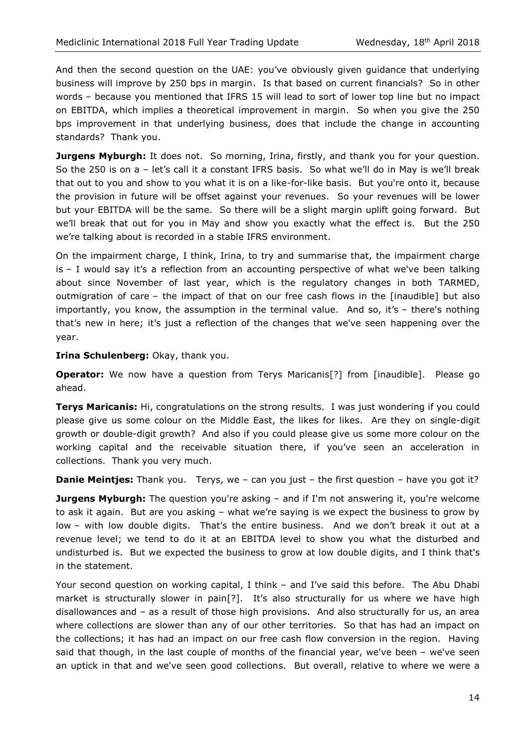And then the second question on the UAE: you've obviously given guidance that underlying business will improve by 250 bps in margin. Is that based on current financials? So in other words – because you mentioned that IFRS 15 will lead to sort of lower top line but no impact on EBITDA, which implies a theoretical improvement in margin. So when you give the 250 bps improvement in that underlying business, does that include the change in accounting standards? Thank you.

**Jurgens Myburgh:** It does not. So morning, Irina, firstly, and thank you for your question. So the 250 is on a – let's call it a constant IFRS basis. So what we'll do in May is we'll break that out to you and show to you what it is on a like-for-like basis. But you're onto it, because the provision in future will be offset against your revenues. So your revenues will be lower but your EBITDA will be the same. So there will be a slight margin uplift going forward. But we'll break that out for you in May and show you exactly what the effect is. But the 250 we're talking about is recorded in a stable IFRS environment.

On the impairment charge, I think, Irina, to try and summarise that, the impairment charge is – I would say it's a reflection from an accounting perspective of what we've been talking about since November of last year, which is the regulatory changes in both TARMED, outmigration of care – the impact of that on our free cash flows in the [inaudible] but also importantly, you know, the assumption in the terminal value. And so, it's – there's nothing that's new in here; it's just a reflection of the changes that we've seen happening over the year.

**Irina Schulenberg:** Okay, thank you.

**Operator:** We now have a question from Terys Maricanis[?] from [inaudible]. Please go ahead.

**Terys Maricanis:** Hi, congratulations on the strong results. I was just wondering if you could please give us some colour on the Middle East, the likes for likes. Are they on single-digit growth or double-digit growth? And also if you could please give us some more colour on the working capital and the receivable situation there, if you've seen an acceleration in collections. Thank you very much.

**Danie Meintjes:** Thank you. Terys, we – can you just – the first question – have you got it?

**Jurgens Myburgh:** The question you're asking – and if I'm not answering it, you're welcome to ask it again. But are you asking – what we're saying is we expect the business to grow by low – with low double digits. That's the entire business. And we don't break it out at a revenue level; we tend to do it at an EBITDA level to show you what the disturbed and undisturbed is. But we expected the business to grow at low double digits, and I think that's in the statement.

Your second question on working capital, I think – and I've said this before. The Abu Dhabi market is structurally slower in pain[?]. It's also structurally for us where we have high disallowances and – as a result of those high provisions. And also structurally for us, an area where collections are slower than any of our other territories. So that has had an impact on the collections; it has had an impact on our free cash flow conversion in the region. Having said that though, in the last couple of months of the financial year, we've been – we've seen an uptick in that and we've seen good collections. But overall, relative to where we were a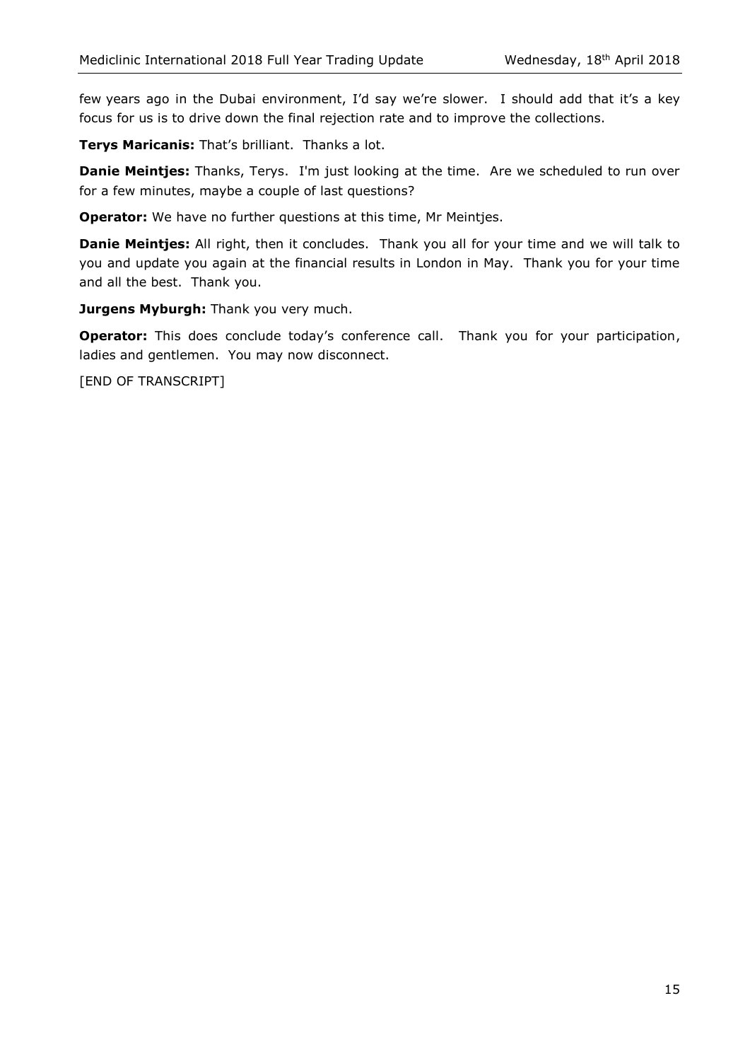few years ago in the Dubai environment, I'd say we're slower. I should add that it's a key focus for us is to drive down the final rejection rate and to improve the collections.

**Terys Maricanis:** That's brilliant. Thanks a lot.

**Danie Meintjes:** Thanks, Terys. I'm just looking at the time. Are we scheduled to run over for a few minutes, maybe a couple of last questions?

**Operator:** We have no further questions at this time, Mr Meintjes.

**Danie Meintjes:** All right, then it concludes. Thank you all for your time and we will talk to you and update you again at the financial results in London in May. Thank you for your time and all the best. Thank you.

**Jurgens Myburgh:** Thank you very much.

**Operator:** This does conclude today's conference call. Thank you for your participation, ladies and gentlemen. You may now disconnect.

[END OF TRANSCRIPT]